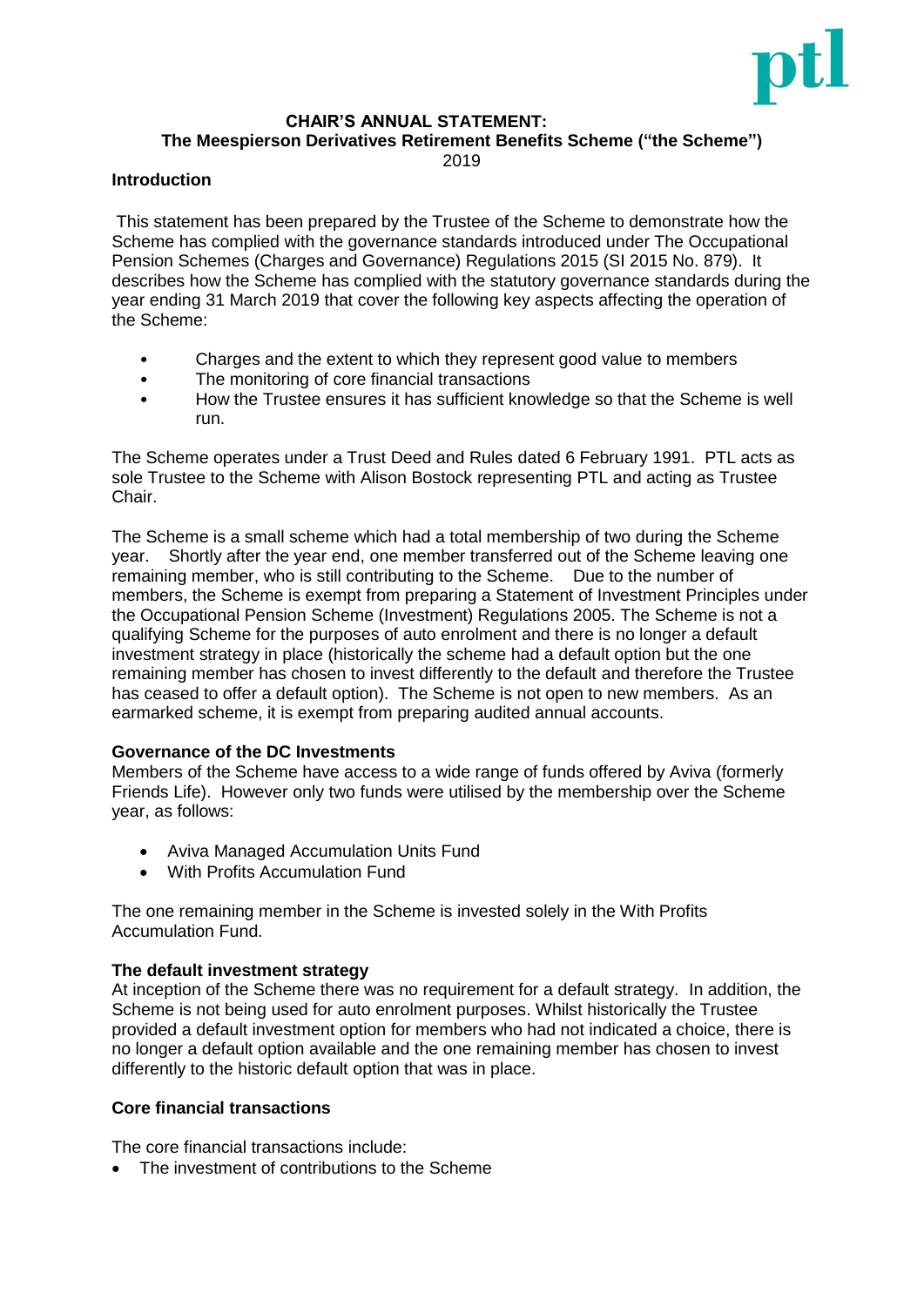ptl

**CHAIR'S ANNUAL STATEMENT:**
**The Meespierson Derivatives Retirement Benefits Scheme ("the Scheme")**
2019

## Introduction

This statement has been prepared by the Trustee of the Scheme to demonstrate how the Scheme has complied with the governance standards introduced under The Occupational Pension Schemes (Charges and Governance) Regulations 2015 (SI 2015 No. 879). It describes how the Scheme has complied with the statutory governance standards during the year ending 31 March 2019 that cover the following key aspects affecting the operation of the Scheme:

- Charges and the extent to which they represent good value to members
- The monitoring of core financial transactions
- How the Trustee ensures it has sufficient knowledge so that the Scheme is well run.

The Scheme operates under a Trust Deed and Rules dated 6 February 1991. PTL acts as sole Trustee to the Scheme with Alison Bostock representing PTL and acting as Trustee Chair.

The Scheme is a small scheme which had a total membership of two during the Scheme year. Shortly after the year end, one member transferred out of the Scheme leaving one remaining member, who is still contributing to the Scheme. Due to the number of members, the Scheme is exempt from preparing a Statement of Investment Principles under the Occupational Pension Scheme (Investment) Regulations 2005. The Scheme is not a qualifying Scheme for the purposes of auto enrolment and there is no longer a default investment strategy in place (historically the scheme had a default option but the one remaining member has chosen to invest differently to the default and therefore the Trustee has ceased to offer a default option). The Scheme is not open to new members. As an earmarked scheme, it is exempt from preparing audited annual accounts.

## Governance of the DC Investments

Members of the Scheme have access to a wide range of funds offered by Aviva (formerly Friends Life). However only two funds were utilised by the membership over the Scheme year, as follows:

- Aviva Managed Accumulation Units Fund
- With Profits Accumulation Fund

The one remaining member in the Scheme is invested solely in the With Profits Accumulation Fund.

## The default investment strategy

At inception of the Scheme there was no requirement for a default strategy. In addition, the Scheme is not being used for auto enrolment purposes. Whilst historically the Trustee provided a default investment option for members who had not indicated a choice, there is no longer a default option available and the one remaining member has chosen to invest differently to the historic default option that was in place.

## Core financial transactions

The core financial transactions include:

- The investment of contributions to the Scheme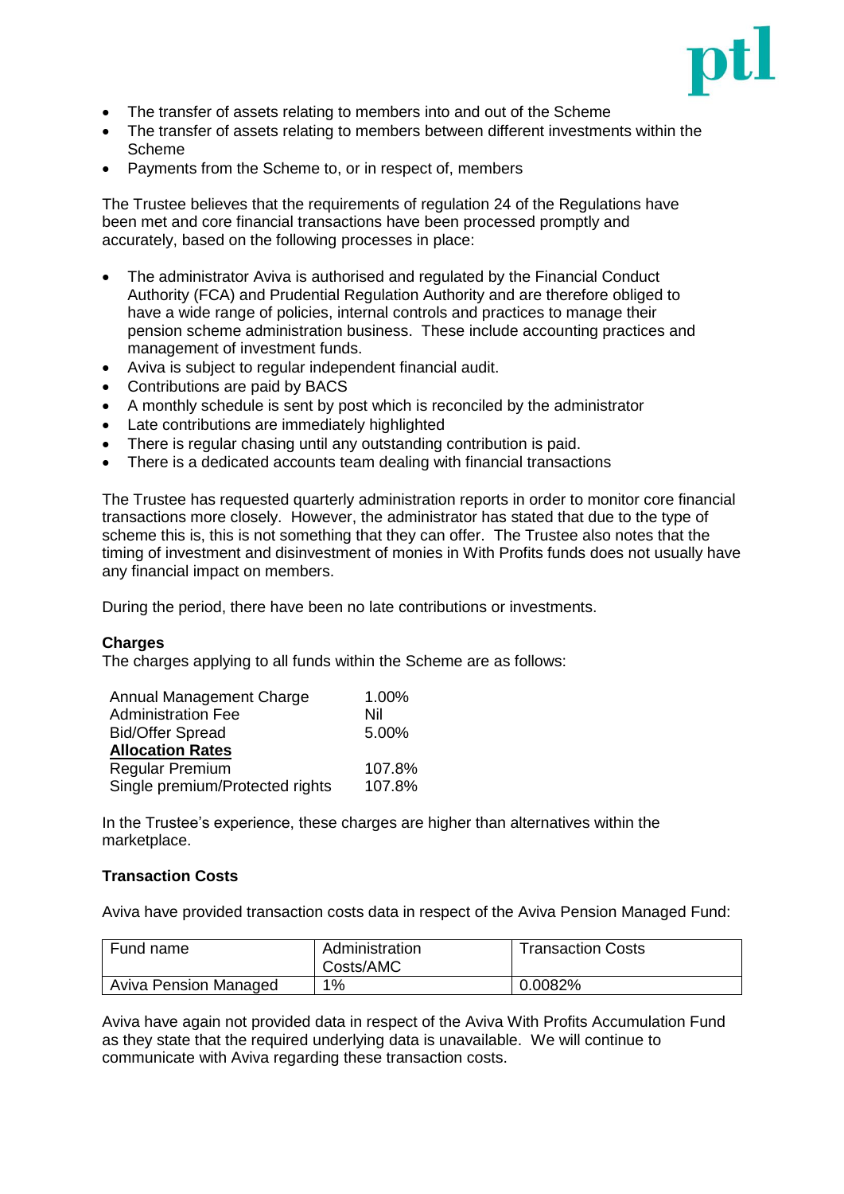- The transfer of assets relating to members into and out of the Scheme
- The transfer of assets relating to members between different investments within the Scheme
- Payments from the Scheme to, or in respect of, members

The Trustee believes that the requirements of regulation 24 of the Regulations have been met and core financial transactions have been processed promptly and accurately, based on the following processes in place:

- The administrator Aviva is authorised and regulated by the Financial Conduct Authority (FCA) and Prudential Regulation Authority and are therefore obliged to have a wide range of policies, internal controls and practices to manage their pension scheme administration business. These include accounting practices and management of investment funds.
- Aviva is subject to regular independent financial audit.
- Contributions are paid by BACS
- A monthly schedule is sent by post which is reconciled by the administrator
- Late contributions are immediately highlighted
- There is regular chasing until any outstanding contribution is paid.
- There is a dedicated accounts team dealing with financial transactions

The Trustee has requested quarterly administration reports in order to monitor core financial transactions more closely. However, the administrator has stated that due to the type of scheme this is, this is not something that they can offer. The Trustee also notes that the timing of investment and disinvestment of monies in With Profits funds does not usually have any financial impact on members.

During the period, there have been no late contributions or investments.

**Charges**

The charges applying to all funds within the Scheme are as follows:

| | |
|---|---|
| Annual Management Charge | 1.00% |
| Administration Fee | Nil |
| Bid/Offer Spread | 5.00% |
| **Allocation Rates** | |
| Regular Premium | 107.8% |
| Single premium/Protected rights | 107.8% |

In the Trustee's experience, these charges are higher than alternatives within the marketplace.

**Transaction Costs**

Aviva have provided transaction costs data in respect of the Aviva Pension Managed Fund:

| Fund name | Administration Costs/AMC | Transaction Costs |
|---|---|---|
| Aviva Pension Managed | 1% | 0.0082% |

Aviva have again not provided data in respect of the Aviva With Profits Accumulation Fund as they state that the required underlying data is unavailable. We will continue to communicate with Aviva regarding these transaction costs.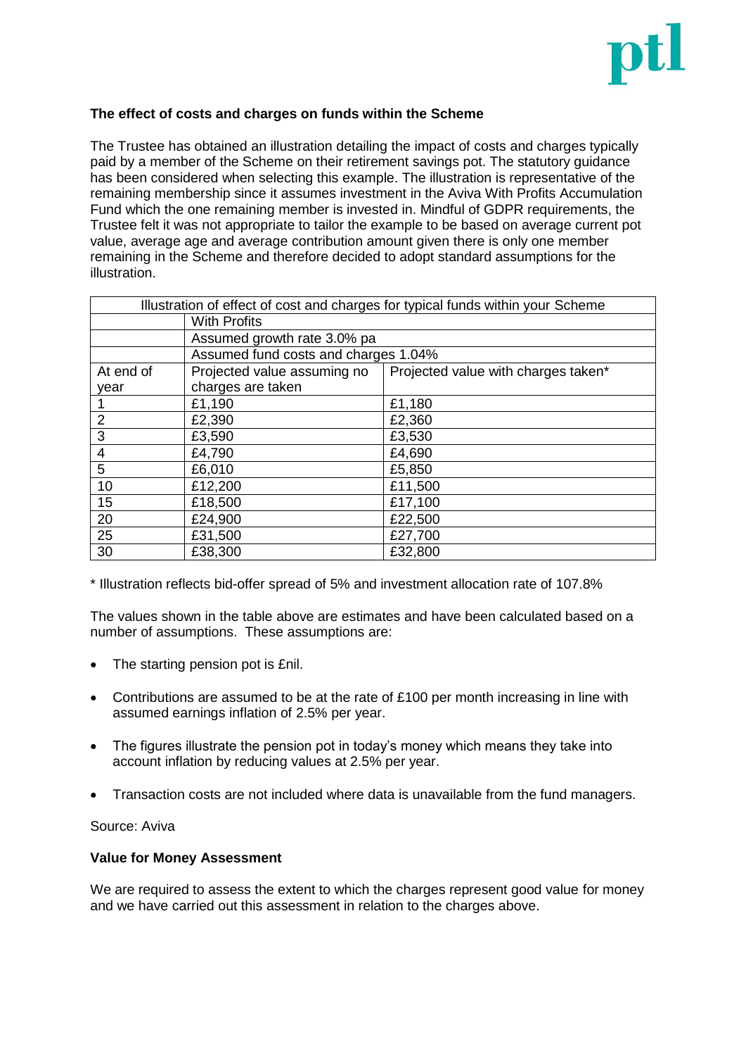**The effect of costs and charges on funds within the Scheme**

The Trustee has obtained an illustration detailing the impact of costs and charges typically paid by a member of the Scheme on their retirement savings pot. The statutory guidance has been considered when selecting this example. The illustration is representative of the remaining membership since it assumes investment in the Aviva With Profits Accumulation Fund which the one remaining member is invested in. Mindful of GDPR requirements, the Trustee felt it was not appropriate to tailor the example to be based on average current pot value, average age and average contribution amount given there is only one member remaining in the Scheme and therefore decided to adopt standard assumptions for the illustration.

| Illustration of effect of cost and charges for typical funds within your Scheme | | |
|---|---|---|
| | With Profits | |
| | Assumed growth rate 3.0% pa | |
| | Assumed fund costs and charges 1.04% | |
| At end of year | Projected value assuming no charges are taken | Projected value with charges taken* |
| 1 | £1,190 | £1,180 |
| 2 | £2,390 | £2,360 |
| 3 | £3,590 | £3,530 |
| 4 | £4,790 | £4,690 |
| 5 | £6,010 | £5,850 |
| 10 | £12,200 | £11,500 |
| 15 | £18,500 | £17,100 |
| 20 | £24,900 | £22,500 |
| 25 | £31,500 | £27,700 |
| 30 | £38,300 | £32,800 |

* Illustration reflects bid-offer spread of 5% and investment allocation rate of 107.8%

The values shown in the table above are estimates and have been calculated based on a number of assumptions. These assumptions are:

- The starting pension pot is £nil.
- Contributions are assumed to be at the rate of £100 per month increasing in line with assumed earnings inflation of 2.5% per year.
- The figures illustrate the pension pot in today's money which means they take into account inflation by reducing values at 2.5% per year.
- Transaction costs are not included where data is unavailable from the fund managers.

Source: Aviva

**Value for Money Assessment**

We are required to assess the extent to which the charges represent good value for money and we have carried out this assessment in relation to the charges above.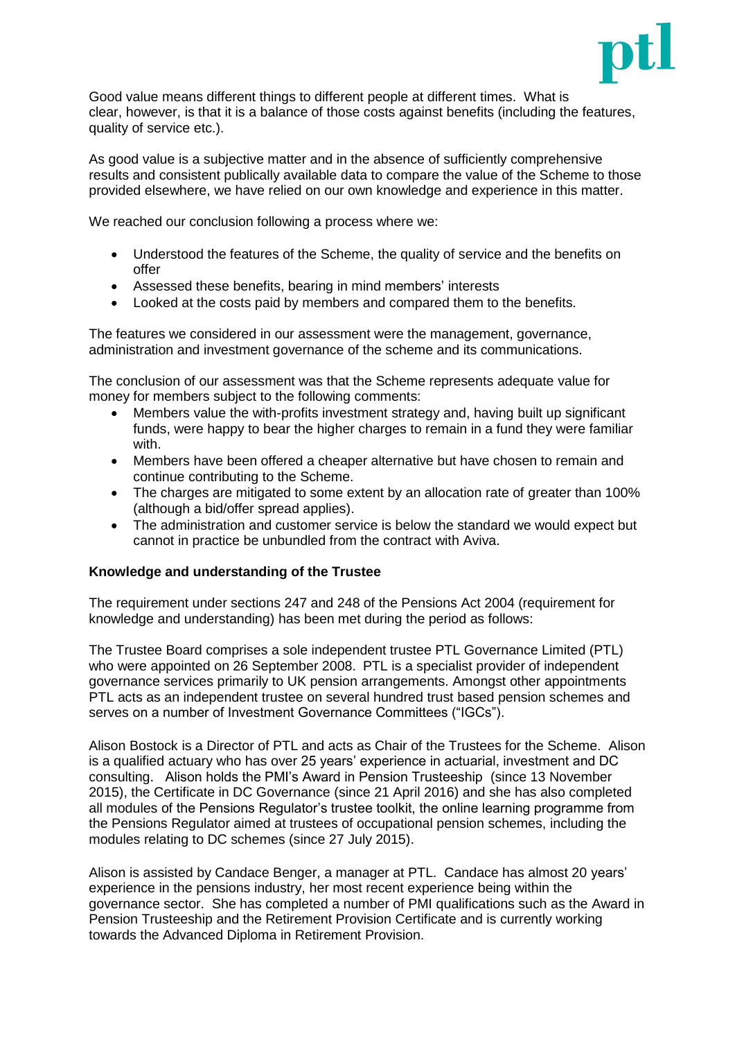Good value means different things to different people at different times. What is clear, however, is that it is a balance of those costs against benefits (including the features, quality of service etc.).

As good value is a subjective matter and in the absence of sufficiently comprehensive results and consistent publically available data to compare the value of the Scheme to those provided elsewhere, we have relied on our own knowledge and experience in this matter.

We reached our conclusion following a process where we:

- Understood the features of the Scheme, the quality of service and the benefits on offer
- Assessed these benefits, bearing in mind members' interests
- Looked at the costs paid by members and compared them to the benefits.

The features we considered in our assessment were the management, governance, administration and investment governance of the scheme and its communications.

The conclusion of our assessment was that the Scheme represents adequate value for money for members subject to the following comments:

- Members value the with-profits investment strategy and, having built up significant funds, were happy to bear the higher charges to remain in a fund they were familiar with.
- Members have been offered a cheaper alternative but have chosen to remain and continue contributing to the Scheme.
- The charges are mitigated to some extent by an allocation rate of greater than 100% (although a bid/offer spread applies).
- The administration and customer service is below the standard we would expect but cannot in practice be unbundled from the contract with Aviva.

**Knowledge and understanding of the Trustee**

The requirement under sections 247 and 248 of the Pensions Act 2004 (requirement for knowledge and understanding) has been met during the period as follows:

The Trustee Board comprises a sole independent trustee PTL Governance Limited (PTL) who were appointed on 26 September 2008. PTL is a specialist provider of independent governance services primarily to UK pension arrangements. Amongst other appointments PTL acts as an independent trustee on several hundred trust based pension schemes and serves on a number of Investment Governance Committees ("IGCs").

Alison Bostock is a Director of PTL and acts as Chair of the Trustees for the Scheme. Alison is a qualified actuary who has over 25 years' experience in actuarial, investment and DC consulting. Alison holds the PMI's Award in Pension Trusteeship (since 13 November 2015), the Certificate in DC Governance (since 21 April 2016) and she has also completed all modules of the Pensions Regulator's trustee toolkit, the online learning programme from the Pensions Regulator aimed at trustees of occupational pension schemes, including the modules relating to DC schemes (since 27 July 2015).

Alison is assisted by Candace Benger, a manager at PTL. Candace has almost 20 years' experience in the pensions industry, her most recent experience being within the governance sector. She has completed a number of PMI qualifications such as the Award in Pension Trusteeship and the Retirement Provision Certificate and is currently working towards the Advanced Diploma in Retirement Provision.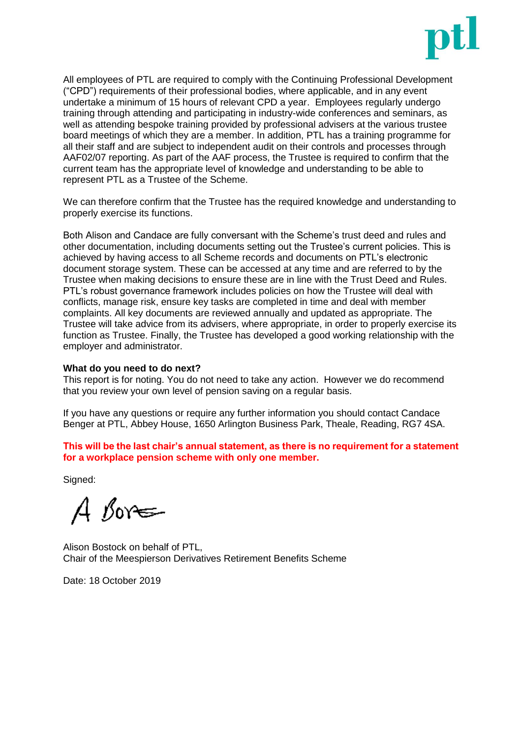All employees of PTL are required to comply with the Continuing Professional Development ("CPD") requirements of their professional bodies, where applicable, and in any event undertake a minimum of 15 hours of relevant CPD a year. Employees regularly undergo training through attending and participating in industry-wide conferences and seminars, as well as attending bespoke training provided by professional advisers at the various trustee board meetings of which they are a member. In addition, PTL has a training programme for all their staff and are subject to independent audit on their controls and processes through AAF02/07 reporting. As part of the AAF process, the Trustee is required to confirm that the current team has the appropriate level of knowledge and understanding to be able to represent PTL as a Trustee of the Scheme.

We can therefore confirm that the Trustee has the required knowledge and understanding to properly exercise its functions.

Both Alison and Candace are fully conversant with the Scheme's trust deed and rules and other documentation, including documents setting out the Trustee's current policies. This is achieved by having access to all Scheme records and documents on PTL's electronic document storage system. These can be accessed at any time and are referred to by the Trustee when making decisions to ensure these are in line with the Trust Deed and Rules. PTL's robust governance framework includes policies on how the Trustee will deal with conflicts, manage risk, ensure key tasks are completed in time and deal with member complaints. All key documents are reviewed annually and updated as appropriate. The Trustee will take advice from its advisers, where appropriate, in order to properly exercise its function as Trustee. Finally, the Trustee has developed a good working relationship with the employer and administrator.

**What do you need to do next?**

This report is for noting. You do not need to take any action. However we do recommend that you review your own level of pension saving on a regular basis.

If you have any questions or require any further information you should contact Candace Benger at PTL, Abbey House, 1650 Arlington Business Park, Theale, Reading, RG7 4SA.

**This will be the last chair's annual statement, as there is no requirement for a statement for a workplace pension scheme with only one member.**

Signed:

Alison Bostock on behalf of PTL,
Chair of the Meespierson Derivatives Retirement Benefits Scheme

Date: 18 October 2019